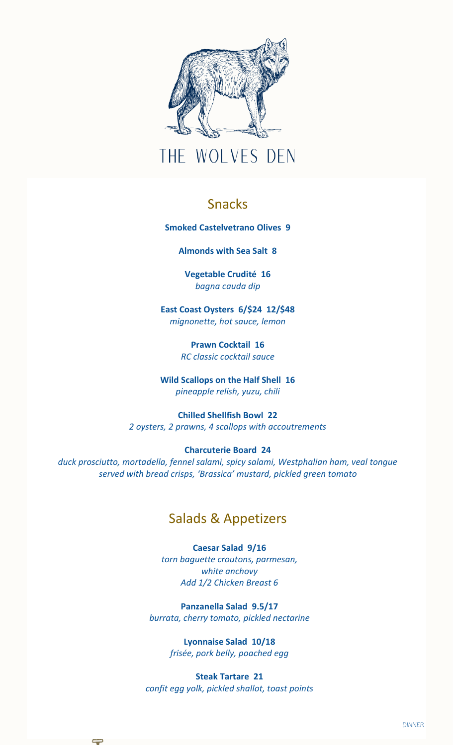# THE WOLVES DEN

## Snacks

**Smoked Castelvetrano Olives 9**

**Almonds with Sea Salt 8**

**Vegetable Crudité 16**
*bagna cauda dip*

**East Coast Oysters 6/$24 12/$48**
*mignonette, hot sauce, lemon*

**Prawn Cocktail 16**
*RC classic cocktail sauce*

**Wild Scallops on the Half Shell 16**
*pineapple relish, yuzu, chili*

**Chilled Shellfish Bowl 22**
*2 oysters, 2 prawns, 4 scallops with accoutrements*

**Charcuterie Board 24**
*duck prosciutto, mortadella, fennel salami, spicy salami, Westphalian ham, veal tongue served with bread crisps, 'Brassica' mustard, pickled green tomato*

## Salads & Appetizers

**Caesar Salad 9/16**
*torn baguette croutons, parmesan, white anchovy*
*Add 1/2 Chicken Breast 6*

**Panzanella Salad 9.5/17**
*burrata, cherry tomato, pickled nectarine*

**Lyonnaise Salad 10/18**
*frisée, pork belly, poached egg*

**Steak Tartare 21**
*confit egg yolk, pickled shallot, toast points*

DINNER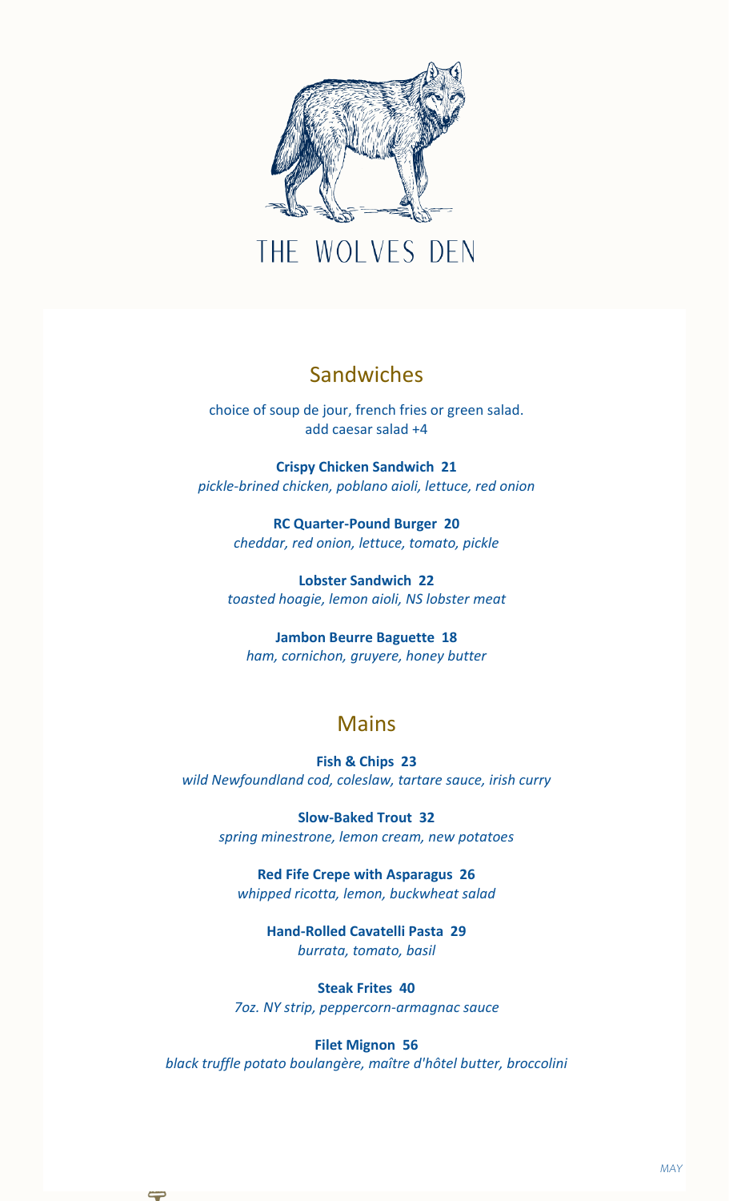# THE WOLVES DEN

## Sandwiches

choice of soup de jour, french fries or green salad.
add caesar salad +4

**Crispy Chicken Sandwich 21**
*pickle-brined chicken, poblano aioli, lettuce, red onion*

**RC Quarter-Pound Burger 20**
*cheddar, red onion, lettuce, tomato, pickle*

**Lobster Sandwich 22**
*toasted hoagie, lemon aioli, NS lobster meat*

**Jambon Beurre Baguette 18**
*ham, cornichon, gruyere, honey butter*

## Mains

**Fish & Chips 23**
*wild Newfoundland cod, coleslaw, tartare sauce, irish curry*

**Slow-Baked Trout 32**
*spring minestrone, lemon cream, new potatoes*

**Red Fife Crepe with Asparagus 26**
*whipped ricotta, lemon, buckwheat salad*

**Hand-Rolled Cavatelli Pasta 29**
*burrata, tomato, basil*

**Steak Frites 40**
*7oz. NY strip, peppercorn-armagnac sauce*

**Filet Mignon 56**
*black truffle potato boulangère, maître d'hôtel butter, broccolini*

*MAY*